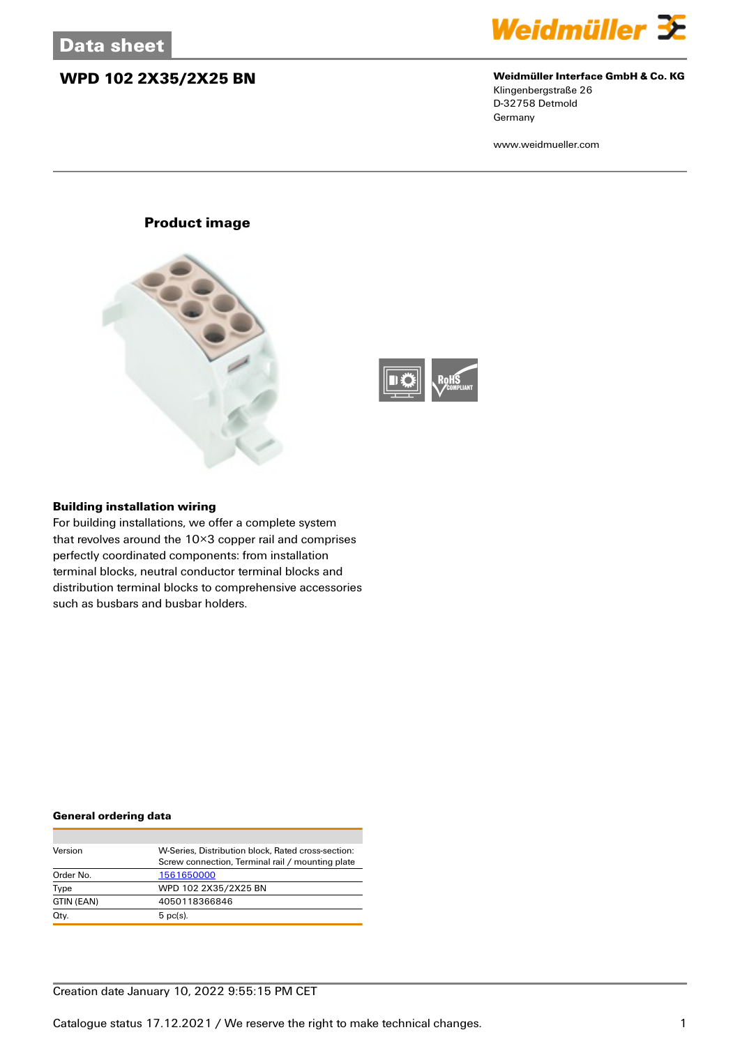Data sheet

# WPD 102 2X35/2X25 BN

**Weidmüller Interface GmbH & Co. KG**
Klingenbergstraße 26
D-32758 Detmold
Germany

www.weidmueller.com

## Product image

### Building installation wiring

For building installations, we offer a complete system that revolves around the 10×3 copper rail and comprises perfectly coordinated components: from installation terminal blocks, neutral conductor terminal blocks and distribution terminal blocks to comprehensive accessories such as busbars and busbar holders.

### General ordering data

| | |
|---|---|
| Version | W-Series, Distribution block, Rated cross-section: Screw connection, Terminal rail / mounting plate |
| Order No. | 1561650000 |
| Type | WPD 102 2X35/2X25 BN |
| GTIN (EAN) | 4050118366846 |
| Qty. | 5 pc(s). |

Creation date January 10, 2022 9:55:15 PM CET

Catalogue status 17.12.2021 / We reserve the right to make technical changes.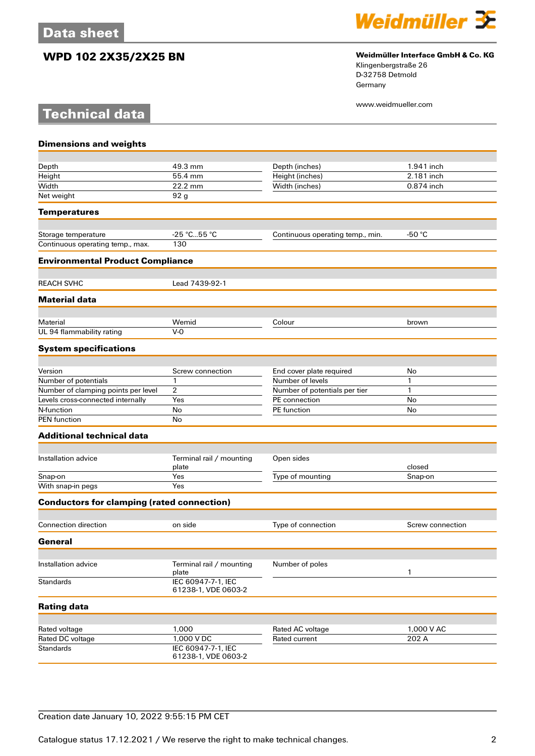# WPD 102 2X35/2X25 BN

**Weidmüller Interface GmbH & Co. KG**
Klingenbergstraße 26
D-32758 Detmold
Germany

www.weidmueller.com

## Technical data

### Dimensions and weights

| | | | |
|---|---|---|---|
| Depth | 49.3 mm | Depth (inches) | 1.941 inch |
| Height | 55.4 mm | Height (inches) | 2.181 inch |
| Width | 22.2 mm | Width (inches) | 0.874 inch |
| Net weight | 92 g | | |

### Temperatures

| | | | |
|---|---|---|---|
| Storage temperature | -25 °C...55 °C | Continuous operating temp., min. | -50 °C |
| Continuous operating temp., max. | 130 | | |

### Environmental Product Compliance

| | |
|---|---|
| REACH SVHC | Lead 7439-92-1 |

### Material data

| | | | |
|---|---|---|---|
| Material | Wemid | Colour | brown |
| UL 94 flammability rating | V-0 | | |

### System specifications

| | | | |
|---|---|---|---|
| Version | Screw connection | End cover plate required | No |
| Number of potentials | 1 | Number of levels | 1 |
| Number of clamping points per level | 2 | Number of potentials per tier | 1 |
| Levels cross-connected internally | Yes | PE connection | No |
| N-function | No | PE function | No |
| PEN function | No | | |

### Additional technical data

| | | | |
|---|---|---|---|
| Installation advice | Terminal rail / mounting plate | Open sides | closed |
| Snap-on | Yes | Type of mounting | Snap-on |
| With snap-in pegs | Yes | | |

### Conductors for clamping (rated connection)

| | | | |
|---|---|---|---|
| Connection direction | on side | Type of connection | Screw connection |

### General

| | | | |
|---|---|---|---|
| Installation advice | Terminal rail / mounting plate | Number of poles | 1 |
| Standards | IEC 60947-7-1, IEC 61238-1, VDE 0603-2 | | |

### Rating data

| | | | |
|---|---|---|---|
| Rated voltage | 1,000 | Rated AC voltage | 1,000 V AC |
| Rated DC voltage | 1,000 V DC | Rated current | 202 A |
| Standards | IEC 60947-7-1, IEC 61238-1, VDE 0603-2 | | |

Creation date January 10, 2022 9:55:15 PM CET

Catalogue status 17.12.2021 / We reserve the right to make technical changes.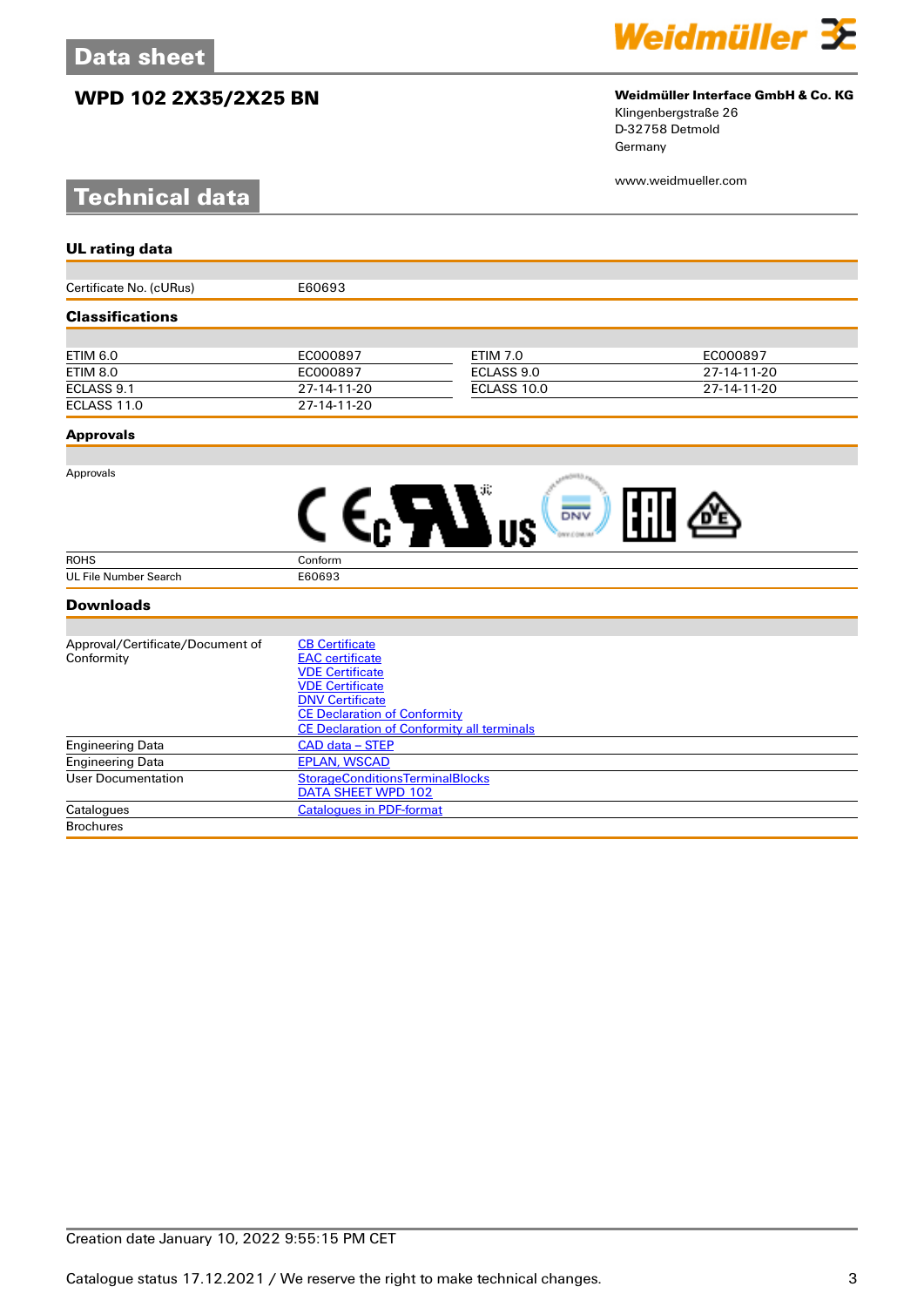# Data sheet

## WPD 102 2X35/2X25 BN

**Weidmüller Interface GmbH & Co. KG**
Klingenbergstraße 26
D-32758 Detmold
Germany

www.weidmueller.com

# Technical data

### UL rating data

| | |
|---|---|
| Certificate No. (cURus) | E60693 |

### Classifications

| | | | |
|---|---|---|---|
| ETIM 6.0 | EC000897 | ETIM 7.0 | EC000897 |
| ETIM 8.0 | EC000897 | ECLASS 9.0 | 27-14-11-20 |
| ECLASS 9.1 | 27-14-11-20 | ECLASS 10.0 | 27-14-11-20 |
| ECLASS 11.0 | 27-14-11-20 | | |

### Approvals

| | |
|---|---|
| Approvals | |
| ROHS | Conform |
| UL File Number Search | E60693 |

### Downloads

| | |
|---|---|
| Approval/Certificate/Document of Conformity | CB Certificate<br>EAC certificate<br>VDE Certificate<br>VDE Certificate<br>DNV Certificate<br>CE Declaration of Conformity<br>CE Declaration of Conformity all terminals |
| Engineering Data | CAD data – STEP |
| Engineering Data | EPLAN, WSCAD |
| User Documentation | StorageConditionsTerminalBlocks<br>DATA SHEET WPD 102 |
| Catalogues | Catalogues in PDF-format |
| Brochures | |

Creation date January 10, 2022 9:55:15 PM CET

Catalogue status 17.12.2021 / We reserve the right to make technical changes.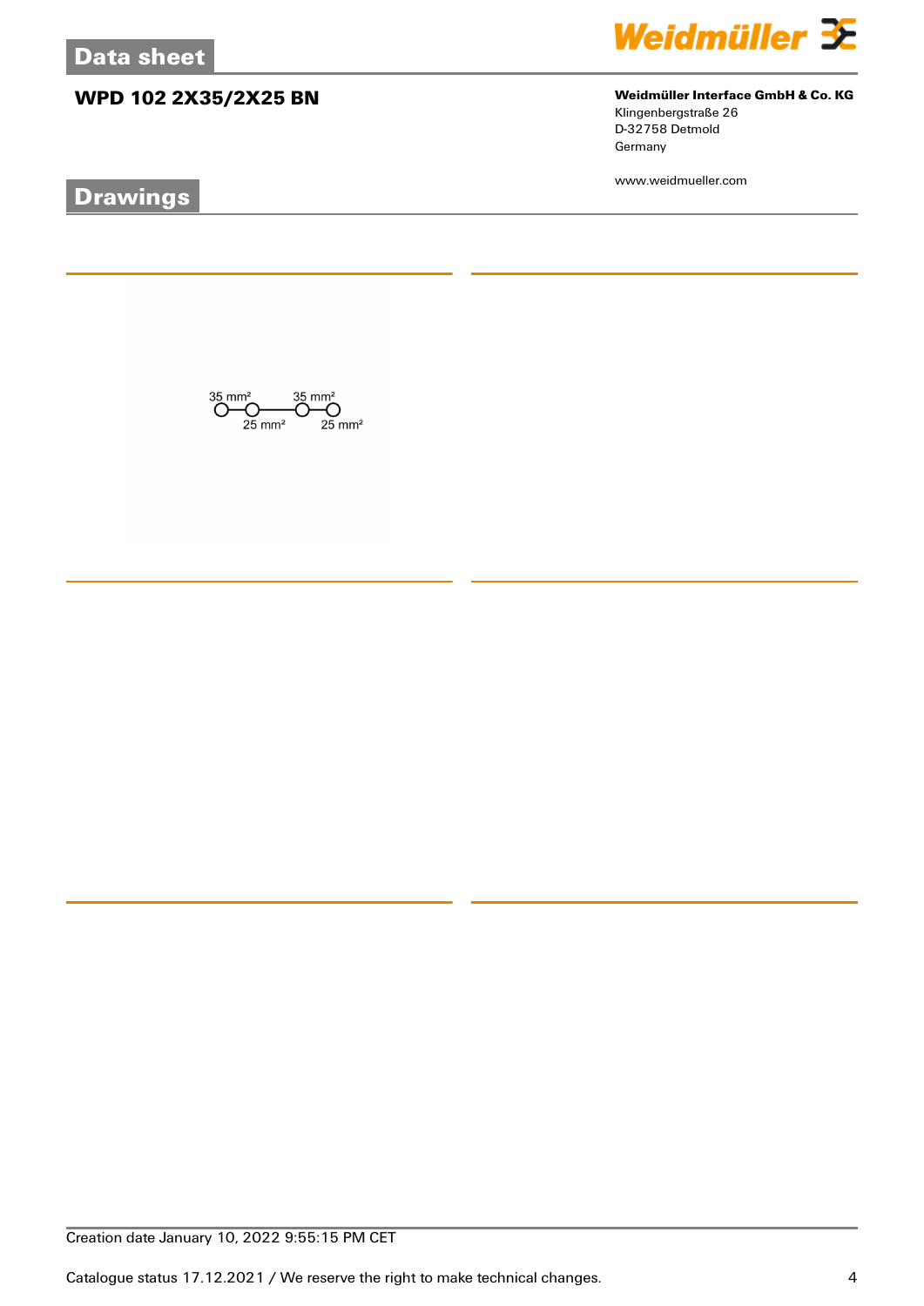## Drawings

35 mm² 35 mm²

25 mm² 25 mm²

Creation date January 10, 2022 9:55:15 PM CET

Catalogue status 17.12.2021 / We reserve the right to make technical changes.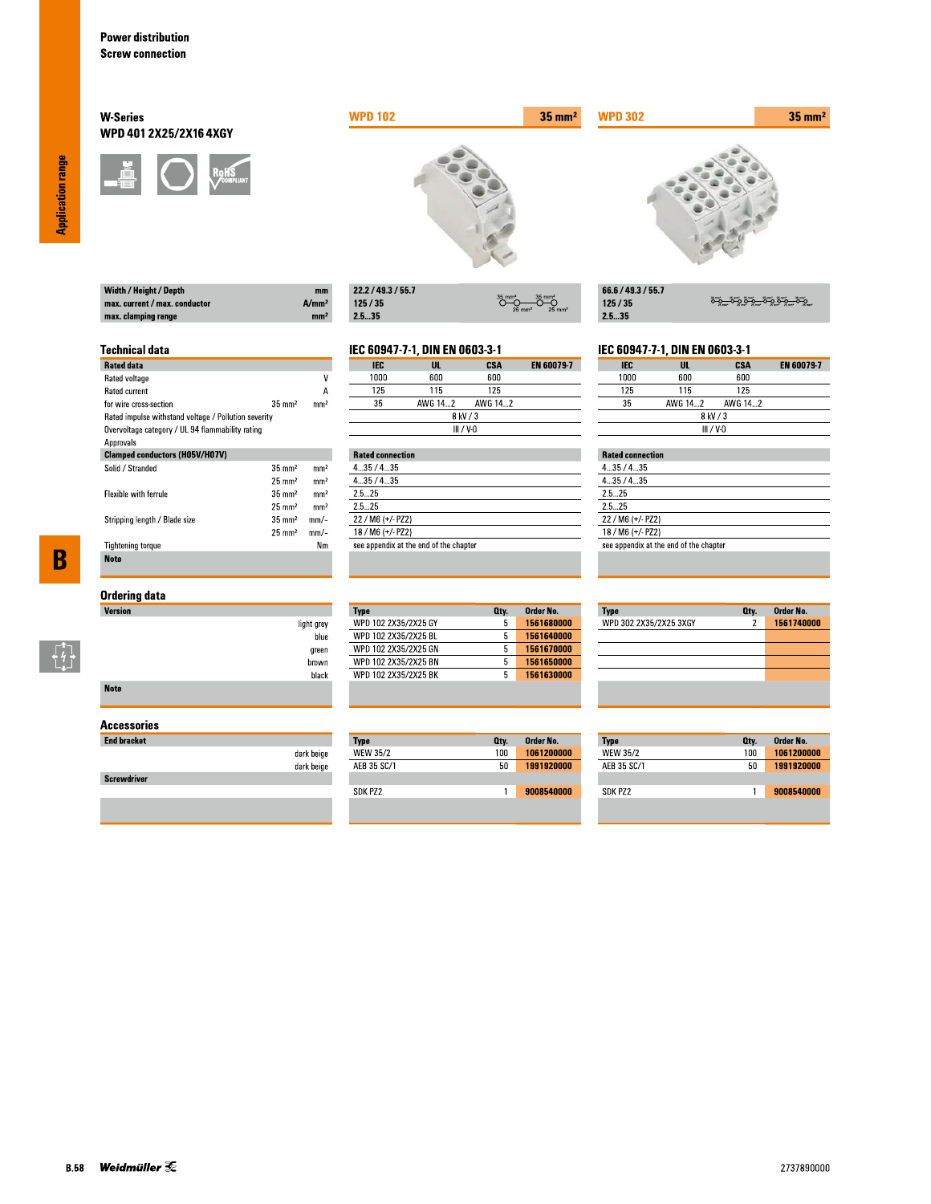# Power distribution
## Screw connection

### W-Series
### WPD 401 2X25/2X16 4XGY

| | | WPD 102 35 mm² | WPD 302 35 mm² |
|---|---|---|---|
| **Width / Height / Depth** | mm | 22.2 / 49.3 / 55.7 | 66.6 / 49.3 / 55.7 |
| **max. current / max. conductor** | A/mm² | 125 / 35 | 125 / 35 |
| **max. clamping range** | mm² | 2.5...35 | 2.5...35 |

## Technical data

IEC 60947-7-1, DIN EN 0603-3-1

| Rated data | | | WPD 102 IEC | WPD 102 UL | WPD 102 CSA | WPD 102 EN 60079-7 | WPD 302 IEC | WPD 302 UL | WPD 302 CSA | WPD 302 EN 60079-7 |
|---|---|---|---|---|---|---|---|---|---|---|
| Rated voltage | | V | 1000 | 600 | 600 | | 1000 | 600 | 600 | |
| Rated current | | A | 125 | 115 | 125 | | 125 | 115 | 125 | |
| for wire cross-section | 35 mm² | mm² | 35 | AWG 14...2 | AWG 14...2 | | 35 | AWG 14...2 | AWG 14...2 | |
| Rated impulse withstand voltage / Pollution severity | | | 8 kV / 3 | | | | 8 kV / 3 | | | |
| Overvoltage category / UL 94 flammability rating | | | III / V-0 | | | | III / V-0 | | | |
| Approvals | | | | | | | | | | |

| Clamped conductors (H05V/H07V) | | | WPD 102 Rated connection | WPD 302 Rated connection |
|---|---|---|---|---|
| Solid / Stranded | 35 mm² | mm² | 4...35 / 4...35 | 4...35 / 4...35 |
| | 25 mm² | mm² | 4...35 / 4...35 | 4...35 / 4...35 |
| Flexible with ferrule | 35 mm² | mm² | 2.5...25 | 2.5...25 |
| | 25 mm² | mm² | 2.5...25 | 2.5...25 |
| Stripping length / Blade size | 35 mm² | mm/– | 22 / M6 (+/- PZ2) | 22 / M6 (+/- PZ2) |
| | 25 mm² | mm/– | 18 / M6 (+/- PZ2) | 18 / M6 (+/- PZ2) |
| Tightening torque | | Nm | see appendix at the end of the chapter | see appendix at the end of the chapter |
| **Note** | | | | |

## Ordering data

| Version | WPD 102 Type | Qty. | Order No. | WPD 302 Type | Qty. | Order No. |
|---|---|---|---|---|---|---|
| light grey | WPD 102 2X35/2X25 GY | 5 | 1561680000 | WPD 302 2X35/2X25 3XGY | 2 | 1561740000 |
| blue | WPD 102 2X35/2X25 BL | 5 | 1561640000 | | | |
| green | WPD 102 2X35/2X25 GN | 5 | 1561670000 | | | |
| brown | WPD 102 2X35/2X25 BN | 5 | 1561650000 | | | |
| black | WPD 102 2X35/2X25 BK | 5 | 1561630000 | | | |
| **Note** | | | | | | |

## Accessories

| | WPD 102 Type | Qty. | Order No. | WPD 302 Type | Qty. | Order No. |
|---|---|---|---|---|---|---|
| **End bracket** | | | | | | |
| dark beige | WEW 35/2 | 100 | 1061200000 | WEW 35/2 | 100 | 1061200000 |
| dark beige | AEB 35 SC/1 | 50 | 1991920000 | AEB 35 SC/1 | 50 | 1991920000 |
| **Screwdriver** | | | | | | |
| | SDK PZ2 | 1 | 9008540000 | SDK PZ2 | 1 | 9008540000 |

2737890000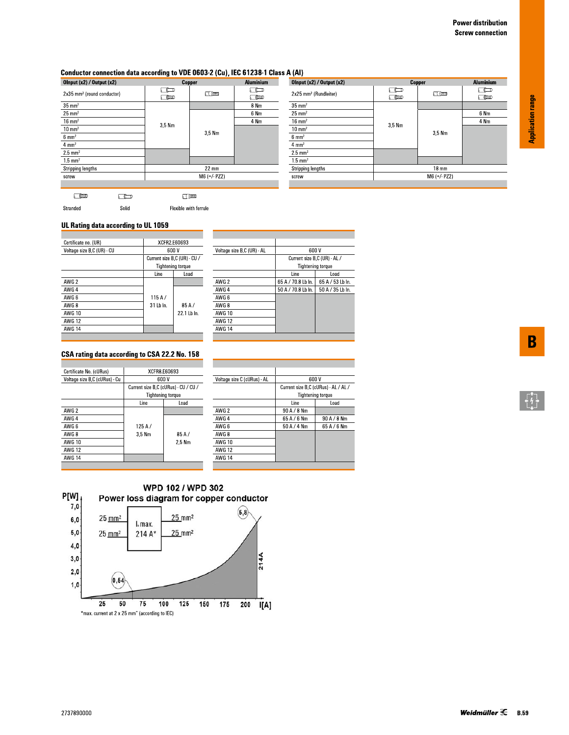## Conductor connection data according to VDE 0603-2 (Cu), IEC 61238-1 Class A (Al)

| OInput (x2) / Output (x2) | Copper | | Aluminium |
|---|---|---|---|
| 2x35 mm² (round conductor) | Stranded / Solid | Flexible with ferrule | Solid / Stranded |
| 35 mm² | 3,5 Nm | | 8 Nm |
| 25 mm² | 3,5 Nm | 3,5 Nm | 6 Nm |
| 16 mm² | 3,5 Nm | 3,5 Nm | 4 Nm |
| 10 mm² | 3,5 Nm | 3,5 Nm | |
| 6 mm² | 3,5 Nm | 3,5 Nm | |
| 4 mm² | 3,5 Nm | 3,5 Nm | |
| 2.5 mm² | | 3,5 Nm | |
| 1.5 mm² | | | |
| Stripping lengths | 22 mm | | |
| screw | M6 (+/- PZ2) | | |

| OInput (x2) / Output (x2) | Copper | | Aluminium |
|---|---|---|---|
| 2x25 mm² (Rundleiter) | Stranded / Solid | Flexible with ferrule | Solid / Stranded |
| 35 mm² | 3,5 Nm | | |
| 25 mm² | 3,5 Nm | 3,5 Nm | 6 Nm |
| 16 mm² | 3,5 Nm | 3,5 Nm | 4 Nm |
| 10 mm² | 3,5 Nm | 3,5 Nm | |
| 6 mm² | 3,5 Nm | 3,5 Nm | |
| 4 mm² | 3,5 Nm | 3,5 Nm | |
| 2.5 mm² | | 3,5 Nm | |
| 1.5 mm² | | | |
| Stripping lengths | 18 mm | | |
| screw | M6 (+/- PZ2) | | |

Stranded   Solid   Flexible with ferrule

## UL Rating data according to UL 1059

| | | |
|---|---|---|
| Certificate no. (UR) | XCFR2.E60693 | |
| Voltage size B,C (UR) - CU | 600 V | |
| | Current size B,C (UR) - CU / Tightening torque | |
| | Line | Load |
| AWG 2 | 115 A / 31 Lb In. | |
| AWG 4 | 115 A / 31 Lb In. | 85 A / 22.1 Lb In. |
| AWG 6 | 115 A / 31 Lb In. | 85 A / 22.1 Lb In. |
| AWG 8 | 115 A / 31 Lb In. | 85 A / 22.1 Lb In. |
| AWG 10 | 115 A / 31 Lb In. | 85 A / 22.1 Lb In. |
| AWG 12 | 115 A / 31 Lb In. | 85 A / 22.1 Lb In. |
| AWG 14 | | 85 A / 22.1 Lb In. |

| | | |
|---|---|---|
| Voltage size B,C (UR) - AL | 600 V | |
| | Current size B,C (UR) - AL / Tightening torque | |
| | Line | Load |
| AWG 2 | 65 A / 70.8 Lb In. | 65 A / 53 Lb In. |
| AWG 4 | 50 A / 70.8 Lb In. | 50 A / 35 Lb In. |
| AWG 6 | | |
| AWG 8 | | |
| AWG 10 | | |
| AWG 12 | | |
| AWG 14 | | |

## CSA rating data according to CSA 22.2 No. 158

| | | |
|---|---|---|
| Certificate No. (cURus) | XCFR8.E60693 | |
| Voltage size B,C (cURus) - Cu | 600 V | |
| | Current size B,C (cURus) - CU / CU / Tightening torque | |
| | Line | Load |
| AWG 2 | 125 A / 3,5 Nm | |
| AWG 4 | 125 A / 3,5 Nm | 85 A / 2,5 Nm |
| AWG 6 | 125 A / 3,5 Nm | 85 A / 2,5 Nm |
| AWG 8 | 125 A / 3,5 Nm | 85 A / 2,5 Nm |
| AWG 10 | 125 A / 3,5 Nm | 85 A / 2,5 Nm |
| AWG 12 | 125 A / 3,5 Nm | 85 A / 2,5 Nm |
| AWG 14 | | 85 A / 2,5 Nm |

| | | |
|---|---|---|
| Voltage size C (cURus) - AL | 600 V | |
| | Current size B,C (cURus) - AL / AL / Tightening torque | |
| | Line | Load |
| AWG 2 | 90 A / 8 Nm | |
| AWG 4 | 65 A / 6 Nm | 90 A / 8 Nm |
| AWG 6 | 50 A / 4 Nm | 65 A / 6 Nm |
| AWG 8 | | |
| AWG 10 | | |
| AWG 12 | | |
| AWG 14 | | |

WPD 102 / WPD 302
Power loss diagram for copper conductor

P[W]
7,0
6,0
5,0
4,0
3,0
2,0
1,0

25 mm²   25 mm²
25 mm²   25 mm²
$I_n$ max.
214 A*

5,8
0,54
214A

25 50 75 100 125 150 175 200 I[A]

*max. current at 2 x 25 mm² (according to IEC)

2737890000